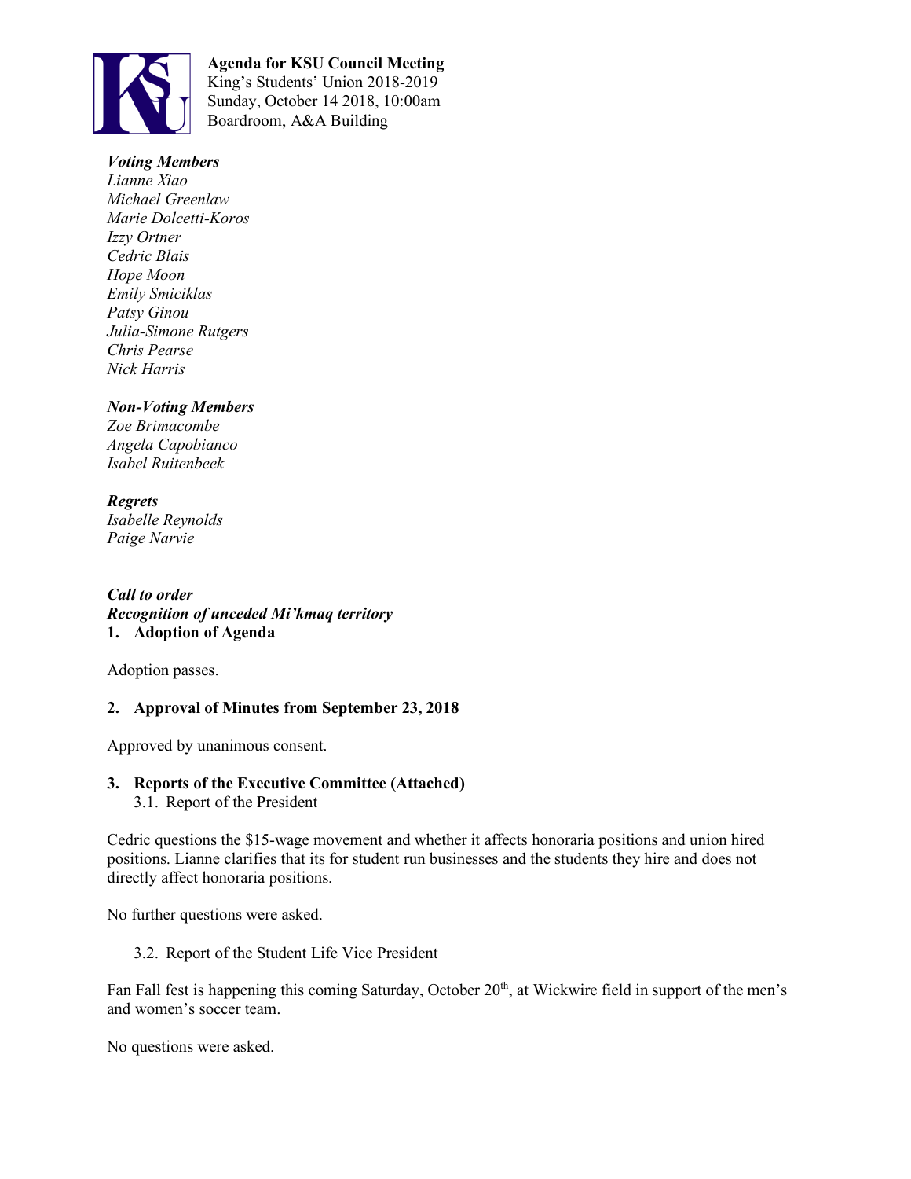**Agenda for KSU Council Meeting**
King's Students' Union 2018-2019
Sunday, October 14 2018, 10:00am
Boardroom, A&A Building

***Voting Members***
*Lianne Xiao*
*Michael Greenlaw*
*Marie Dolcetti-Koros*
*Izzy Ortner*
*Cedric Blais*
*Hope Moon*
*Emily Smiciklas*
*Patsy Ginou*
*Julia-Simone Rutgers*
*Chris Pearse*
*Nick Harris*

***Non-Voting Members***
*Zoe Brimacombe*
*Angela Capobianco*
*Isabel Ruitenbeek*

***Regrets***
*Isabelle Reynolds*
*Paige Narvie*

***Call to order***
***Recognition of unceded Mi'kmaq territory***

**1. Adoption of Agenda**

Adoption passes.

**2. Approval of Minutes from September 23, 2018**

Approved by unanimous consent.

**3. Reports of the Executive Committee (Attached)**

3.1. Report of the President

Cedric questions the $15-wage movement and whether it affects honoraria positions and union hired positions. Lianne clarifies that its for student run businesses and the students they hire and does not directly affect honoraria positions.

No further questions were asked.

3.2. Report of the Student Life Vice President

Fan Fall fest is happening this coming Saturday, October 20th, at Wickwire field in support of the men's and women's soccer team.

No questions were asked.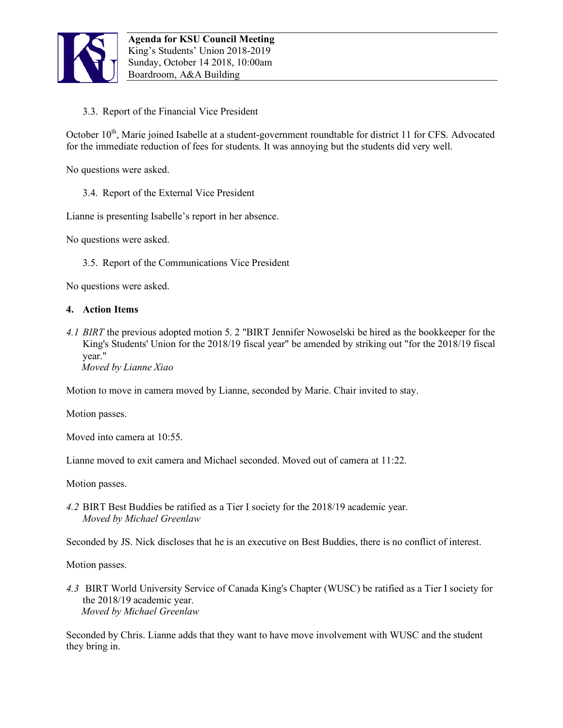3.3. Report of the Financial Vice President

October 10th, Marie joined Isabelle at a student-government roundtable for district 11 for CFS. Advocated for the immediate reduction of fees for students. It was annoying but the students did very well.

No questions were asked.

3.4. Report of the External Vice President

Lianne is presenting Isabelle's report in her absence.

No questions were asked.

3.5. Report of the Communications Vice President

No questions were asked.

**4. Action Items**

*4.1 BIRT* the previous adopted motion 5. 2 "BIRT Jennifer Nowoselski be hired as the bookkeeper for the King's Students' Union for the 2018/19 fiscal year" be amended by striking out "for the 2018/19 fiscal year."
*Moved by Lianne Xiao*

Motion to move in camera moved by Lianne, seconded by Marie. Chair invited to stay.

Motion passes.

Moved into camera at 10:55.

Lianne moved to exit camera and Michael seconded. Moved out of camera at 11:22.

Motion passes.

*4.2* BIRT Best Buddies be ratified as a Tier I society for the 2018/19 academic year.
*Moved by Michael Greenlaw*

Seconded by JS. Nick discloses that he is an executive on Best Buddies, there is no conflict of interest.

Motion passes.

*4.3* BIRT World University Service of Canada King's Chapter (WUSC) be ratified as a Tier I society for the 2018/19 academic year.
*Moved by Michael Greenlaw*

Seconded by Chris. Lianne adds that they want to have move involvement with WUSC and the student they bring in.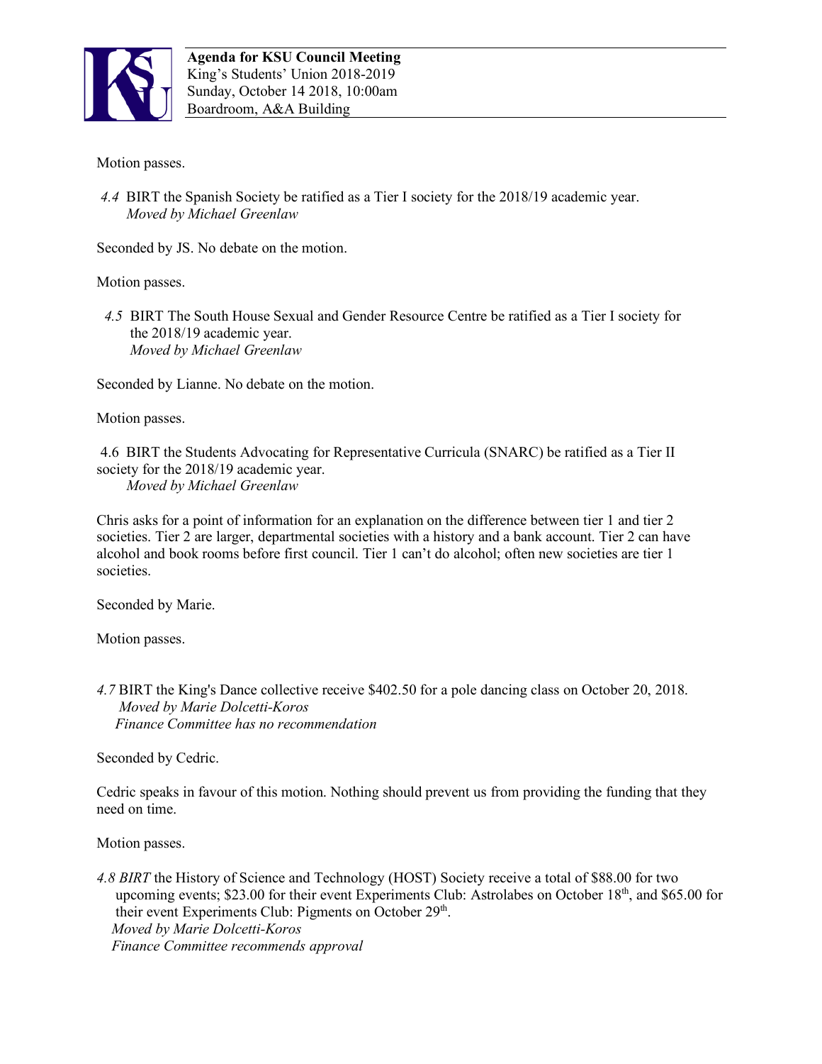Motion passes.

*4.4* BIRT the Spanish Society be ratified as a Tier I society for the 2018/19 academic year.
*Moved by Michael Greenlaw*

Seconded by JS. No debate on the motion.

Motion passes.

*4.5* BIRT The South House Sexual and Gender Resource Centre be ratified as a Tier I society for the 2018/19 academic year.
*Moved by Michael Greenlaw*

Seconded by Lianne. No debate on the motion.

Motion passes.

4.6 BIRT the Students Advocating for Representative Curricula (SNARC) be ratified as a Tier II society for the 2018/19 academic year.
*Moved by Michael Greenlaw*

Chris asks for a point of information for an explanation on the difference between tier 1 and tier 2 societies. Tier 2 are larger, departmental societies with a history and a bank account. Tier 2 can have alcohol and book rooms before first council. Tier 1 can't do alcohol; often new societies are tier 1 societies.

Seconded by Marie.

Motion passes.

*4.7* BIRT the King's Dance collective receive $402.50 for a pole dancing class on October 20, 2018.
*Moved by Marie Dolcetti-Koros*
*Finance Committee has no recommendation*

Seconded by Cedric.

Cedric speaks in favour of this motion. Nothing should prevent us from providing the funding that they need on time.

Motion passes.

*4.8 BIRT* the History of Science and Technology (HOST) Society receive a total of $88.00 for two upcoming events; $23.00 for their event Experiments Club: Astrolabes on October 18th, and $65.00 for their event Experiments Club: Pigments on October 29th.
*Moved by Marie Dolcetti-Koros*
*Finance Committee recommends approval*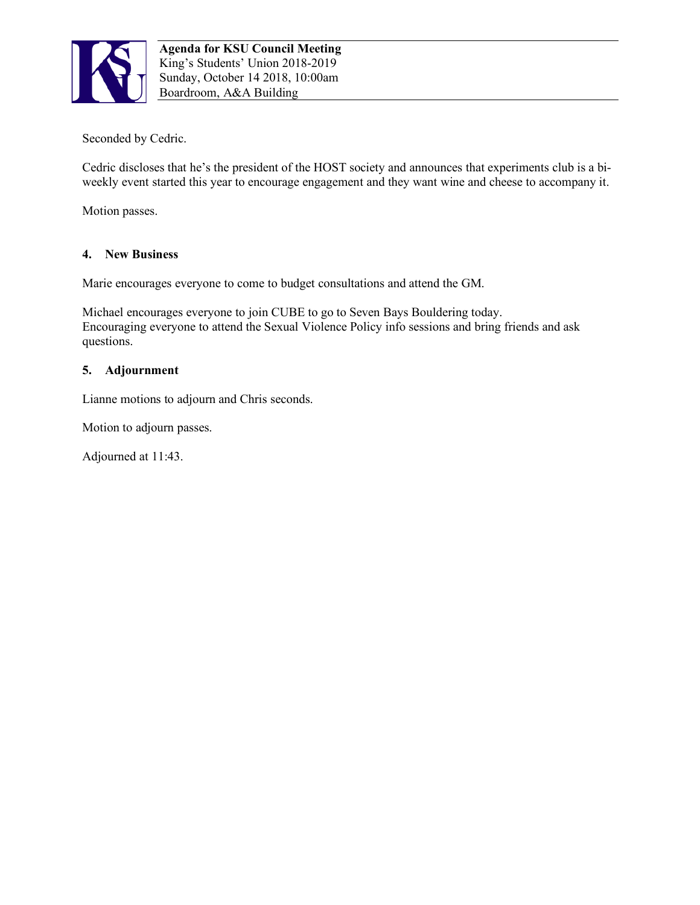Seconded by Cedric.

Cedric discloses that he's the president of the HOST society and announces that experiments club is a bi-weekly event started this year to encourage engagement and they want wine and cheese to accompany it.

Motion passes.

## 4. New Business

Marie encourages everyone to come to budget consultations and attend the GM.

Michael encourages everyone to join CUBE to go to Seven Bays Bouldering today.
Encouraging everyone to attend the Sexual Violence Policy info sessions and bring friends and ask questions.

## 5. Adjournment

Lianne motions to adjourn and Chris seconds.

Motion to adjourn passes.

Adjourned at 11:43.